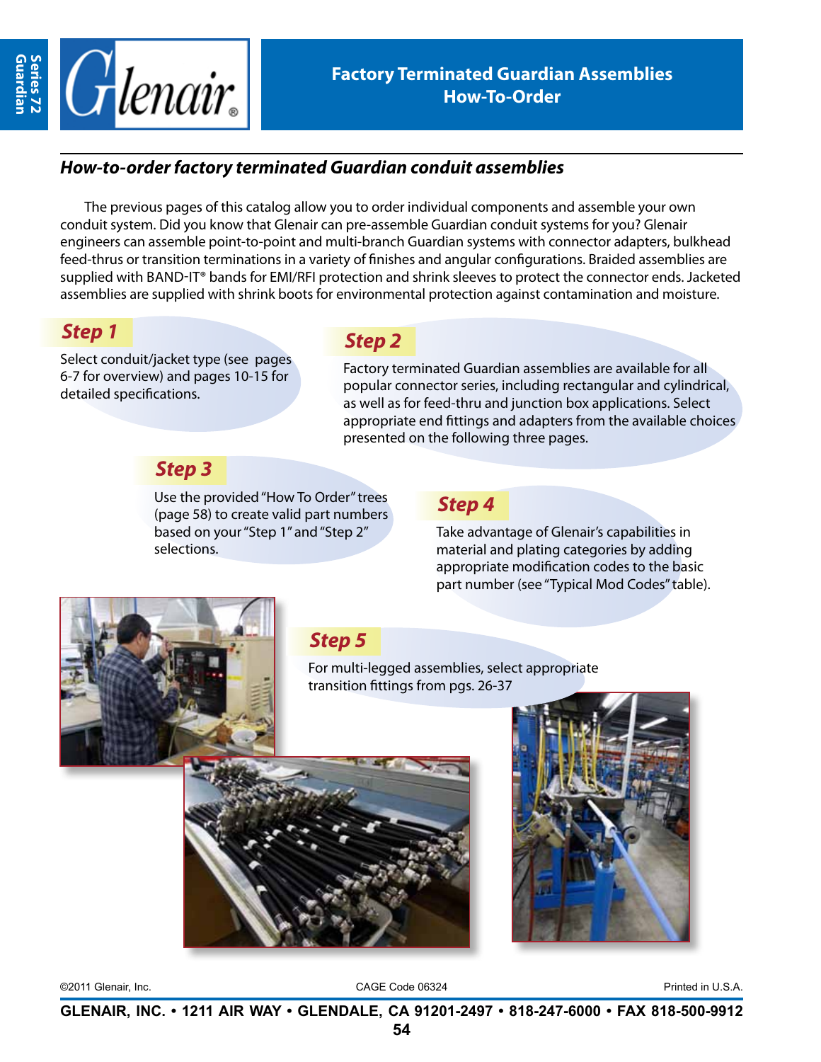# Factory Terminated Guardian Assemblies How-To-Order

## *How-to-order factory terminated Guardian conduit assemblies*

The previous pages of this catalog allow you to order individual components and assemble your own conduit system. Did you know that Glenair can pre-assemble Guardian conduit systems for you? Glenair engineers can assemble point-to-point and multi-branch Guardian systems with connector adapters, bulkhead feed-thrus or transition terminations in a variety of finishes and angular configurations. Braided assemblies are supplied with BAND-IT® bands for EMI/RFI protection and shrink sleeves to protect the connector ends. Jacketed assemblies are supplied with shrink boots for environmental protection against contamination and moisture.

### *Step 1*

Select conduit/jacket type (see pages 6-7 for overview) and pages 10-15 for detailed specifications.

### *Step 2*

Factory terminated Guardian assemblies are available for all popular connector series, including rectangular and cylindrical, as well as for feed-thru and junction box applications. Select appropriate end fittings and adapters from the available choices presented on the following three pages.

### *Step 3*

Use the provided "How To Order" trees (page 58) to create valid part numbers based on your "Step 1" and "Step 2" selections.

### *Step 4*

Take advantage of Glenair's capabilities in material and plating categories by adding appropriate modification codes to the basic part number (see "Typical Mod Codes" table).

### *Step 5*

For multi-legged assemblies, select appropriate transition fittings from pgs. 26-37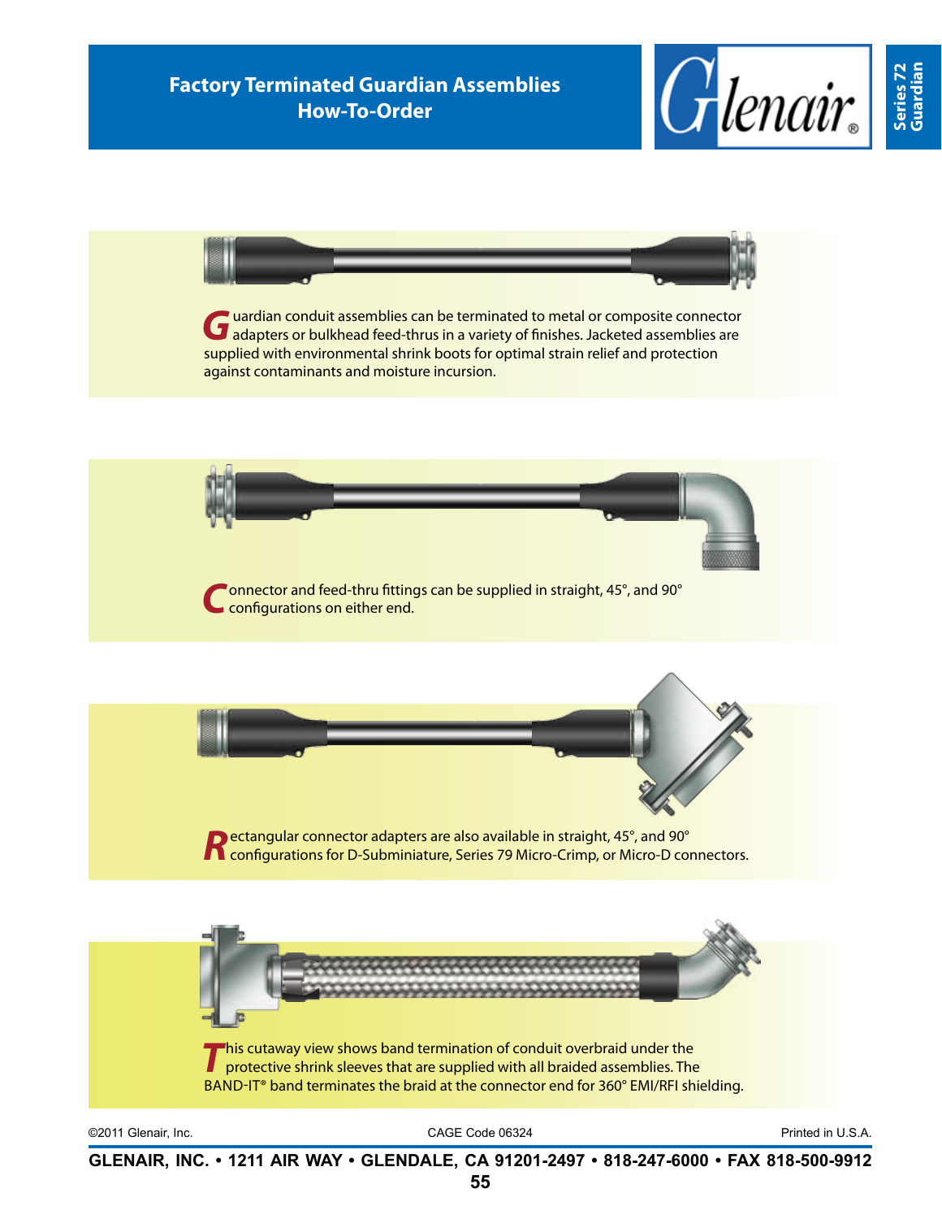# Factory Terminated Guardian Assemblies How-To-Order

Guardian conduit assemblies can be terminated to metal or composite connector adapters or bulkhead feed-thrus in a variety of finishes. Jacketed assemblies are supplied with environmental shrink boots for optimal strain relief and protection against contaminants and moisture incursion.

Connector and feed-thru fittings can be supplied in straight, 45°, and 90° configurations on either end.

Rectangular connector adapters are also available in straight, 45°, and 90° configurations for D-Subminiature, Series 79 Micro-Crimp, or Micro-D connectors.

This cutaway view shows band termination of conduit overbraid under the protective shrink sleeves that are supplied with all braided assemblies. The BAND-IT® band terminates the braid at the connector end for 360° EMI/RFI shielding.

©2011 Glenair, Inc. CAGE Code 06324 Printed in U.S.A.

**GLENAIR, INC. • 1211 AIR WAY • GLENDALE, CA 91201-2497 • 818-247-6000 • FAX 818-500-9912**